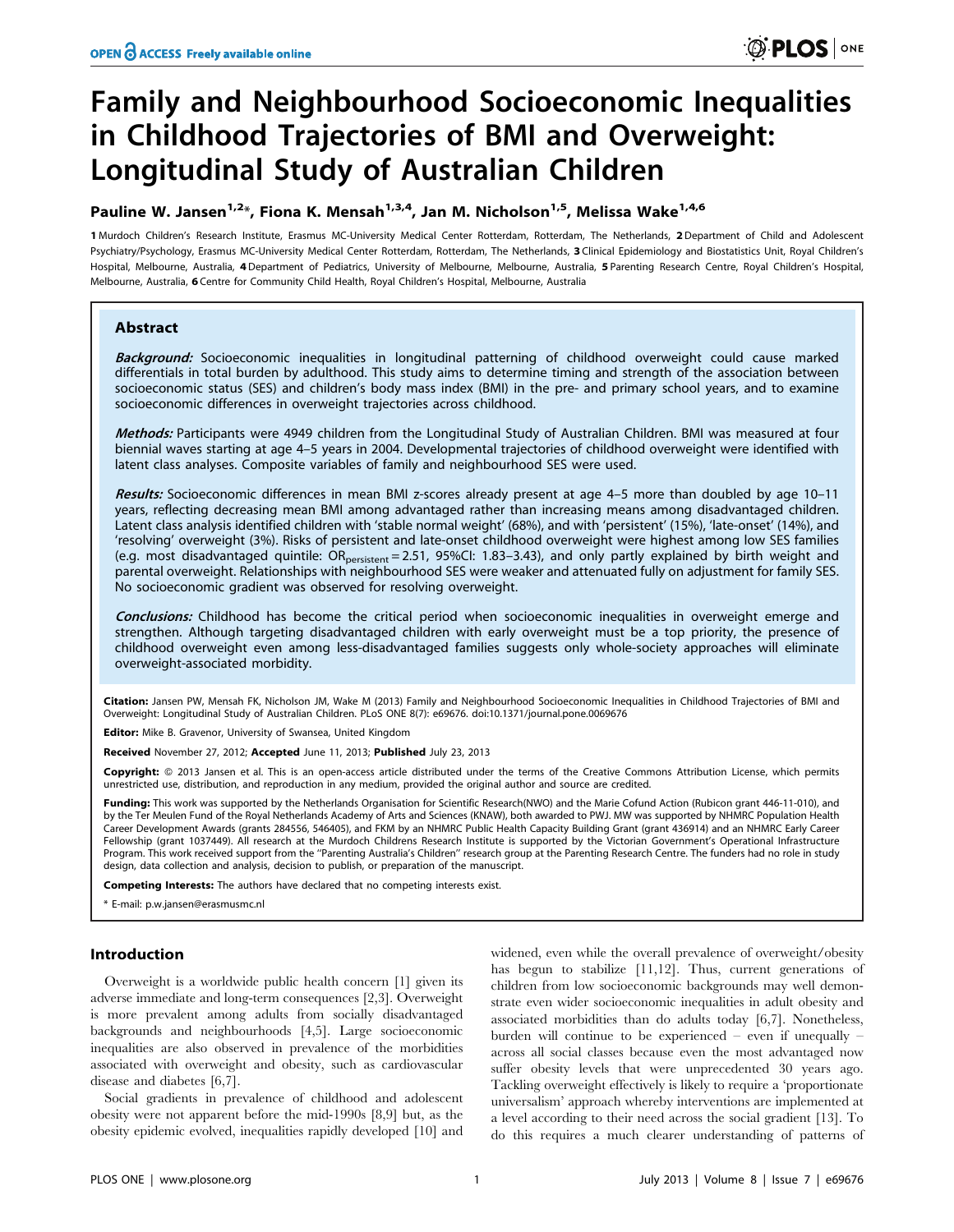# Family and Neighbourhood Socioeconomic Inequalities in Childhood Trajectories of BMI and Overweight: Longitudinal Study of Australian Children

**Pauline W. Jansen[1,2]*, Fiona K. Mensah[1,3,4], Jan M. Nicholson[1,5], Melissa Wake[1,4,6]**

1 Murdoch Children's Research Institute, Erasmus MC-University Medical Center Rotterdam, Rotterdam, The Netherlands, 2 Department of Child and Adolescent Psychiatry/Psychology, Erasmus MC-University Medical Center Rotterdam, Rotterdam, The Netherlands, 3 Clinical Epidemiology and Biostatistics Unit, Royal Children's Hospital, Melbourne, Australia, 4 Department of Pediatrics, University of Melbourne, Melbourne, Australia, 5 Parenting Research Centre, Royal Children's Hospital, Melbourne, Australia, 6 Centre for Community Child Health, Royal Children's Hospital, Melbourne, Australia

## Abstract

***Background:*** Socioeconomic inequalities in longitudinal patterning of childhood overweight could cause marked differentials in total burden by adulthood. This study aims to determine timing and strength of the association between socioeconomic status (SES) and children's body mass index (BMI) in the pre- and primary school years, and to examine socioeconomic differences in overweight trajectories across childhood.

***Methods:*** Participants were 4949 children from the Longitudinal Study of Australian Children. BMI was measured at four biennial waves starting at age 4–5 years in 2004. Developmental trajectories of childhood overweight were identified with latent class analyses. Composite variables of family and neighbourhood SES were used.

***Results:*** Socioeconomic differences in mean BMI z-scores already present at age 4–5 more than doubled by age 10–11 years, reflecting decreasing mean BMI among advantaged rather than increasing means among disadvantaged children. Latent class analysis identified children with 'stable normal weight' (68%), and with 'persistent' (15%), 'late-onset' (14%), and 'resolving' overweight (3%). Risks of persistent and late-onset childhood overweight were highest among low SES families (e.g. most disadvantaged quintile: $OR_{persistent} = 2.51$, 95%CI: 1.83–3.43), and only partly explained by birth weight and parental overweight. Relationships with neighbourhood SES were weaker and attenuated fully on adjustment for family SES. No socioeconomic gradient was observed for resolving overweight.

***Conclusions:*** Childhood has become the critical period when socioeconomic inequalities in overweight emerge and strengthen. Although targeting disadvantaged children with early overweight must be a top priority, the presence of childhood overweight even among less-disadvantaged families suggests only whole-society approaches will eliminate overweight-associated morbidity.

**Citation:** Jansen PW, Mensah FK, Nicholson JM, Wake M (2013) Family and Neighbourhood Socioeconomic Inequalities in Childhood Trajectories of BMI and Overweight: Longitudinal Study of Australian Children. PLoS ONE 8(7): e69676. doi:10.1371/journal.pone.0069676

**Editor:** Mike B. Gravenor, University of Swansea, United Kingdom

**Received** November 27, 2012; **Accepted** June 11, 2013; **Published** July 23, 2013

**Copyright:** © 2013 Jansen et al. This is an open-access article distributed under the terms of the Creative Commons Attribution License, which permits unrestricted use, distribution, and reproduction in any medium, provided the original author and source are credited.

**Funding:** This work was supported by the Netherlands Organisation for Scientific Research(NWO) and the Marie Cofund Action (Rubicon grant 446-11-010), and by the Ter Meulen Fund of the Royal Netherlands Academy of Arts and Sciences (KNAW), both awarded to PWJ. MW was supported by NHMRC Population Health Career Development Awards (grants 284556, 546405), and FKM by an NHMRC Public Health Capacity Building Grant (grant 436914) and an NHMRC Early Career Fellowship (grant 1037449). All research at the Murdoch Childrens Research Institute is supported by the Victorian Government's Operational Infrastructure Program. This work received support from the "Parenting Australia's Children" research group at the Parenting Research Centre. The funders had no role in study design, data collection and analysis, decision to publish, or preparation of the manuscript.

**Competing Interests:** The authors have declared that no competing interests exist.

* E-mail: p.w.jansen@erasmusmc.nl

## Introduction

Overweight is a worldwide public health concern [1] given its adverse immediate and long-term consequences [2,3]. Overweight is more prevalent among adults from socially disadvantaged backgrounds and neighbourhoods [4,5]. Large socioeconomic inequalities are also observed in prevalence of the morbidities associated with overweight and obesity, such as cardiovascular disease and diabetes [6,7].

Social gradients in prevalence of childhood and adolescent obesity were not apparent before the mid-1990s [8,9] but, as the obesity epidemic evolved, inequalities rapidly developed [10] and widened, even while the overall prevalence of overweight/obesity has begun to stabilize [11,12]. Thus, current generations of children from low socioeconomic backgrounds may well demonstrate even wider socioeconomic inequalities in adult obesity and associated morbidities than do adults today [6,7]. Nonetheless, burden will continue to be experienced – even if unequally – across all social classes because even the most advantaged now suffer obesity levels that were unprecedented 30 years ago. Tackling overweight effectively is likely to require a 'proportionate universalism' approach whereby interventions are implemented at a level according to their need across the social gradient [13]. To do this requires a much clearer understanding of patterns of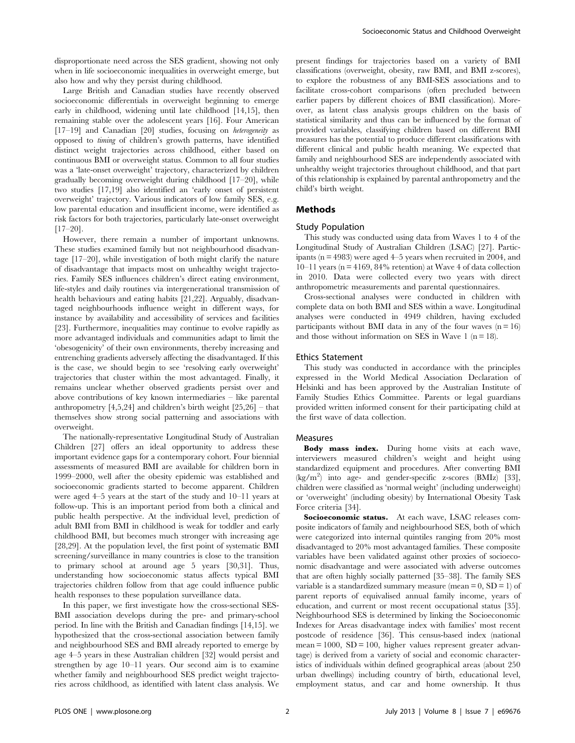disproportionate need across the SES gradient, showing not only when in life socioeconomic inequalities in overweight emerge, but also how and why they persist during childhood.

Large British and Canadian studies have recently observed socioeconomic differentials in overweight beginning to emerge early in childhood, widening until late childhood [14,15], then remaining stable over the adolescent years [16]. Four American [17–19] and Canadian [20] studies, focusing on *heterogeneity* as opposed to *timing* of children's growth patterns, have identified distinct weight trajectories across childhood, either based on continuous BMI or overweight status. Common to all four studies was a 'late-onset overweight' trajectory, characterized by children gradually becoming overweight during childhood [17–20], while two studies [17,19] also identified an 'early onset of persistent overweight' trajectory. Various indicators of low family SES, e.g. low parental education and insufficient income, were identified as risk factors for both trajectories, particularly late-onset overweight [17–20].

However, there remain a number of important unknowns. These studies examined family but not neighbourhood disadvantage [17–20], while investigation of both might clarify the nature of disadvantage that impacts most on unhealthy weight trajectories. Family SES influences children's direct eating environment, life-styles and daily routines via intergenerational transmission of health behaviours and eating habits [21,22]. Arguably, disadvantaged neighbourhoods influence weight in different ways, for instance by availability and accessibility of services and facilities [23]. Furthermore, inequalities may continue to evolve rapidly as more advantaged individuals and communities adapt to limit the 'obesogenicity' of their own environments, thereby increasing and entrenching gradients adversely affecting the disadvantaged. If this is the case, we should begin to see 'resolving early overweight' trajectories that cluster within the most advantaged. Finally, it remains unclear whether observed gradients persist over and above contributions of key known intermediaries – like parental anthropometry [4,5,24] and children's birth weight [25,26] – that themselves show strong social patterning and associations with overweight.

The nationally-representative Longitudinal Study of Australian Children [27] offers an ideal opportunity to address these important evidence gaps for a contemporary cohort. Four biennial assessments of measured BMI are available for children born in 1999–2000, well after the obesity epidemic was established and socioeconomic gradients started to become apparent. Children were aged 4–5 years at the start of the study and 10–11 years at follow-up. This is an important period from both a clinical and public health perspective. At the individual level, prediction of adult BMI from BMI in childhood is weak for toddler and early childhood BMI, but becomes much stronger with increasing age [28,29]. At the population level, the first point of systematic BMI screening/surveillance in many countries is close to the transition to primary school at around age 5 years [30,31]. Thus, understanding how socioeconomic status affects typical BMI trajectories children follow from that age could influence public health responses to these population surveillance data.

In this paper, we first investigate how the cross-sectional SES-BMI association develops during the pre- and primary-school period. In line with the British and Canadian findings [14,15]. we hypothesized that the cross-sectional association between family and neighbourhood SES and BMI already reported to emerge by age 4–5 years in these Australian children [32] would persist and strengthen by age 10–11 years. Our second aim is to examine whether family and neighbourhood SES predict weight trajectories across childhood, as identified with latent class analysis. We present findings for trajectories based on a variety of BMI classifications (overweight, obesity, raw BMI, and BMI z-scores), to explore the robustness of any BMI-SES associations and to facilitate cross-cohort comparisons (often precluded between earlier papers by different choices of BMI classification). Moreover, as latent class analysis groups children on the basis of statistical similarity and thus can be influenced by the format of provided variables, classifying children based on different BMI measures has the potential to produce different classifications with different clinical and public health meaning. We expected that family and neighbourhood SES are independently associated with unhealthy weight trajectories throughout childhood, and that part of this relationship is explained by parental anthropometry and the child's birth weight.

## Methods

### Study Population

This study was conducted using data from Waves 1 to 4 of the Longitudinal Study of Australian Children (LSAC) [27]. Participants (n = 4983) were aged 4–5 years when recruited in 2004, and 10–11 years (n = 4169, 84% retention) at Wave 4 of data collection in 2010. Data were collected every two years with direct anthropometric measurements and parental questionnaires.

Cross-sectional analyses were conducted in children with complete data on both BMI and SES within a wave. Longitudinal analyses were conducted in 4949 children, having excluded participants without BMI data in any of the four waves (n = 16) and those without information on SES in Wave 1 (n = 18).

### Ethics Statement

This study was conducted in accordance with the principles expressed in the World Medical Association Declaration of Helsinki and has been approved by the Australian Institute of Family Studies Ethics Committee. Parents or legal guardians provided written informed consent for their participating child at the first wave of data collection.

### Measures

**Body mass index.** During home visits at each wave, interviewers measured children's weight and height using standardized equipment and procedures. After converting BMI ($kg/m^2$) into age- and gender-specific z-scores (BMIz) [33], children were classified as 'normal weight' (including underweight) or 'overweight' (including obesity) by International Obesity Task Force criteria [34].

**Socioeconomic status.** At each wave, LSAC releases composite indicators of family and neighbourhood SES, both of which were categorized into internal quintiles ranging from 20% most disadvantaged to 20% most advantaged families. These composite variables have been validated against other proxies of socioeconomic disadvantage and were associated with adverse outcomes that are often highly socially patterned [35–38]. The family SES variable is a standardized summary measure (mean = 0, SD = 1) of parent reports of equivalised annual family income, years of education, and current or most recent occupational status [35]. Neighbourhood SES is determined by linking the Socioeconomic Indexes for Areas disadvantage index with families' most recent postcode of residence [36]. This census-based index (national mean = 1000, SD = 100, higher values represent greater advantage) is derived from a variety of social and economic characteristics of individuals within defined geographical areas (about 250 urban dwellings) including country of birth, educational level, employment status, and car and home ownership. It thus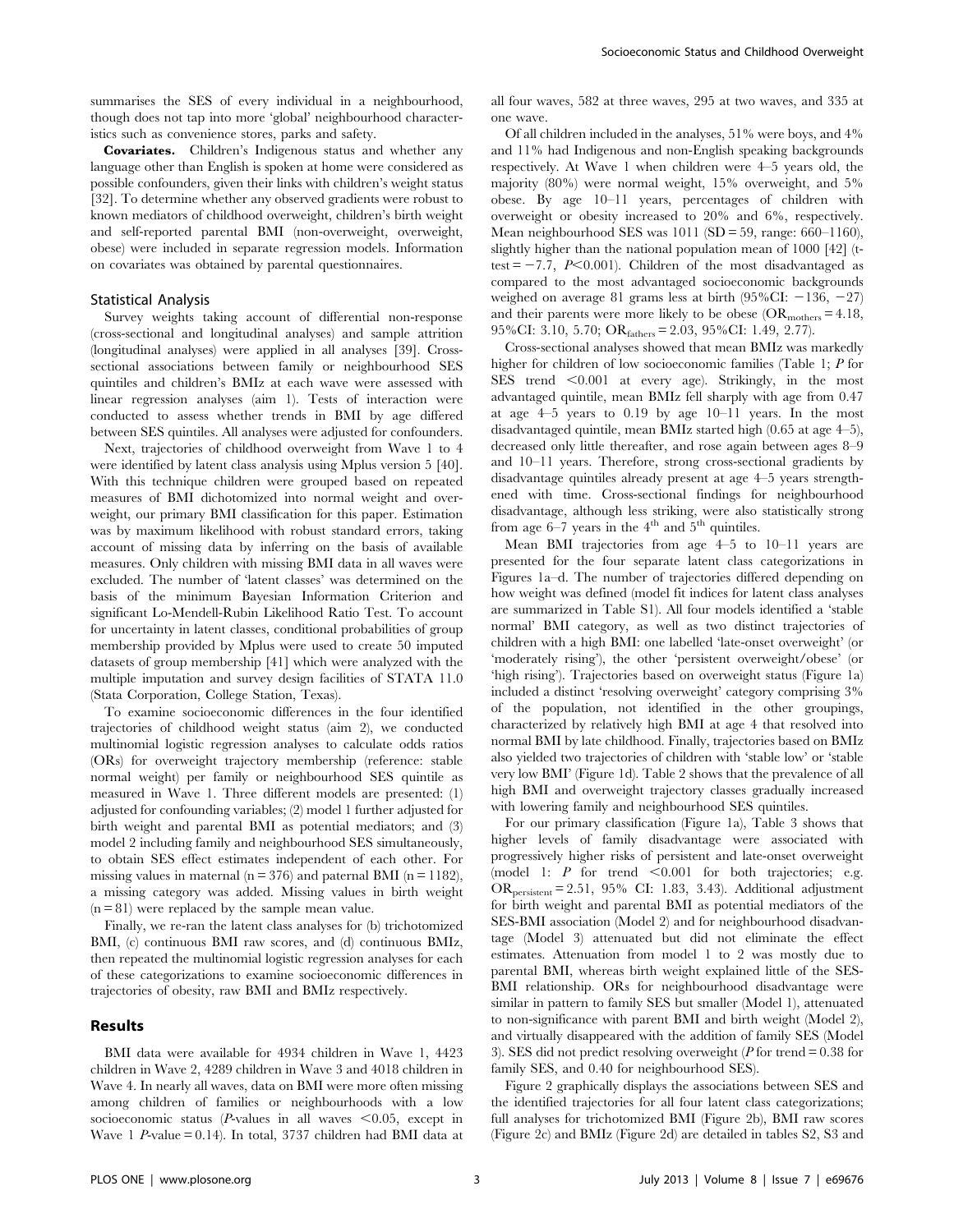summarises the SES of every individual in a neighbourhood, though does not tap into more 'global' neighbourhood characteristics such as convenience stores, parks and safety.

**Covariates.** Children's Indigenous status and whether any language other than English is spoken at home were considered as possible confounders, given their links with children's weight status [32]. To determine whether any observed gradients were robust to known mediators of childhood overweight, children's birth weight and self-reported parental BMI (non-overweight, overweight, obese) were included in separate regression models. Information on covariates was obtained by parental questionnaires.

### Statistical Analysis

Survey weights taking account of differential non-response (cross-sectional and longitudinal analyses) and sample attrition (longitudinal analyses) were applied in all analyses [39]. Cross-sectional associations between family or neighbourhood SES quintiles and children's BMIz at each wave were assessed with linear regression analyses (aim 1). Tests of interaction were conducted to assess whether trends in BMI by age differed between SES quintiles. All analyses were adjusted for confounders.

Next, trajectories of childhood overweight from Wave 1 to 4 were identified by latent class analysis using Mplus version 5 [40]. With this technique children were grouped based on repeated measures of BMI dichotomized into normal weight and overweight, our primary BMI classification for this paper. Estimation was by maximum likelihood with robust standard errors, taking account of missing data by inferring on the basis of available measures. Only children with missing BMI data in all waves were excluded. The number of 'latent classes' was determined on the basis of the minimum Bayesian Information Criterion and significant Lo-Mendell-Rubin Likelihood Ratio Test. To account for uncertainty in latent classes, conditional probabilities of group membership provided by Mplus were used to create 50 imputed datasets of group membership [41] which were analyzed with the multiple imputation and survey design facilities of STATA 11.0 (Stata Corporation, College Station, Texas).

To examine socioeconomic differences in the four identified trajectories of childhood weight status (aim 2), we conducted multinomial logistic regression analyses to calculate odds ratios (ORs) for overweight trajectory membership (reference: stable normal weight) per family or neighbourhood SES quintile as measured in Wave 1. Three different models are presented: (1) adjusted for confounding variables; (2) model 1 further adjusted for birth weight and parental BMI as potential mediators; and (3) model 2 including family and neighbourhood SES simultaneously, to obtain SES effect estimates independent of each other. For missing values in maternal (n = 376) and paternal BMI (n = 1182), a missing category was added. Missing values in birth weight (n = 81) were replaced by the sample mean value.

Finally, we re-ran the latent class analyses for (b) trichotomized BMI, (c) continuous BMI raw scores, and (d) continuous BMIz, then repeated the multinomial logistic regression analyses for each of these categorizations to examine socioeconomic differences in trajectories of obesity, raw BMI and BMIz respectively.

## Results

BMI data were available for 4934 children in Wave 1, 4423 children in Wave 2, 4289 children in Wave 3 and 4018 children in Wave 4. In nearly all waves, data on BMI were more often missing among children of families or neighbourhoods with a low socioeconomic status ($P$-values in all waves $<0.05$, except in Wave 1 $P$-value = 0.14). In total, 3737 children had BMI data at all four waves, 582 at three waves, 295 at two waves, and 335 at one wave.

Of all children included in the analyses, 51% were boys, and 4% and 11% had Indigenous and non-English speaking backgrounds respectively. At Wave 1 when children were 4–5 years old, the majority (80%) were normal weight, 15% overweight, and 5% obese. By age 10–11 years, percentages of children with overweight or obesity increased to 20% and 6%, respectively. Mean neighbourhood SES was 1011 (SD = 59, range: 660–1160), slightly higher than the national population mean of 1000 [42] (t-test = −7.7, $P<0.001$). Children of the most disadvantaged as compared to the most advantaged socioeconomic backgrounds weighed on average 81 grams less at birth (95%CI: −136, −27) and their parents were more likely to be obese ($OR_{mothers} = 4.18$, 95%CI: 3.10, 5.70; $OR_{fathers} = 2.03$, 95%CI: 1.49, 2.77).

Cross-sectional analyses showed that mean BMIz was markedly higher for children of low socioeconomic families (Table 1; $P$ for SES trend $<0.001$ at every age). Strikingly, in the most advantaged quintile, mean BMIz fell sharply with age from 0.47 at age 4–5 years to 0.19 by age 10–11 years. In the most disadvantaged quintile, mean BMIz started high (0.65 at age 4–5), decreased only little thereafter, and rose again between ages 8–9 and 10–11 years. Therefore, strong cross-sectional gradients by disadvantage quintiles already present at age 4–5 years strengthened with time. Cross-sectional findings for neighbourhood disadvantage, although less striking, were also statistically strong from age 6–7 years in the 4th and 5th quintiles.

Mean BMI trajectories from age 4–5 to 10–11 years are presented for the four separate latent class categorizations in Figures 1a–d. The number of trajectories differed depending on how weight was defined (model fit indices for latent class analyses are summarized in Table S1). All four models identified a 'stable normal' BMI category, as well as two distinct trajectories of children with a high BMI: one labelled 'late-onset overweight' (or 'moderately rising'), the other 'persistent overweight/obese' (or 'high rising'). Trajectories based on overweight status (Figure 1a) included a distinct 'resolving overweight' category comprising 3% of the population, not identified in the other groupings, characterized by relatively high BMI at age 4 that resolved into normal BMI by late childhood. Finally, trajectories based on BMIz also yielded two trajectories of children with 'stable low' or 'stable very low BMI' (Figure 1d). Table 2 shows that the prevalence of all high BMI and overweight trajectory classes gradually increased with lowering family and neighbourhood SES quintiles.

For our primary classification (Figure 1a), Table 3 shows that higher levels of family disadvantage were associated with progressively higher risks of persistent and late-onset overweight (model 1: $P$ for trend $<0.001$ for both trajectories; e.g. $OR_{persistent} = 2.51$, 95% CI: 1.83, 3.43). Additional adjustment for birth weight and parental BMI as potential mediators of the SES-BMI association (Model 2) and for neighbourhood disadvantage (Model 3) attenuated but did not eliminate the effect estimates. Attenuation from model 1 to 2 was mostly due to parental BMI, whereas birth weight explained little of the SES-BMI relationship. ORs for neighbourhood disadvantage were similar in pattern to family SES but smaller (Model 1), attenuated to non-significance with parent BMI and birth weight (Model 2), and virtually disappeared with the addition of family SES (Model 3). SES did not predict resolving overweight ($P$ for trend = 0.38 for family SES, and 0.40 for neighbourhood SES).

Figure 2 graphically displays the associations between SES and the identified trajectories for all four latent class categorizations; full analyses for trichotomized BMI (Figure 2b), BMI raw scores (Figure 2c) and BMIz (Figure 2d) are detailed in tables S2, S3 and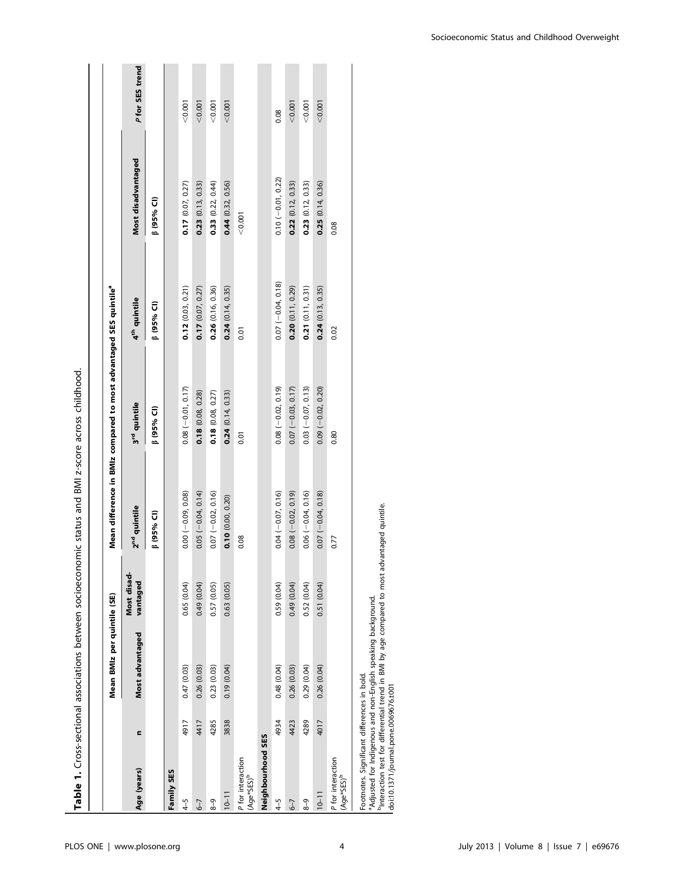**Table 1.** Cross-sectional associations between socioeconomic status and BMI z-score across childhood.

| Age (years) | n | Mean BMIz per quintile (SE) | | Mean difference in BMIz compared to most advantaged SES quintile[a] | | | | P for SES trend |
|---|---|---|---|---|---|---|---|---|
| | | Most advantaged | Most disadvantaged | 2[nd] quintile | 3[rd] quintile | 4[th] quintile | Most disadvantaged | |
| | | | | β (95% CI) | β (95% CI) | β (95% CI) | β (95% CI) | |
| **Family SES** | | | | | | | | |
| 4–5 | 4917 | 0.47 (0.03) | 0.65 (0.04) | 0.00 (−0.09, 0.08) | 0.08 (−0.01, 0.17) | **0.12** (0.03, 0.21) | **0.17** (0.07, 0.27) | <0.001 |
| 6–7 | 4417 | 0.26 (0.03) | 0.49 (0.04) | 0.05 (−0.04, 0.14) | **0.18** (0.08, 0.28) | **0.17** (0.07, 0.27) | **0.23** (0.13, 0.33) | <0.001 |
| 8–9 | 4285 | 0.23 (0.03) | 0.57 (0.05) | 0.07 (−0.02, 0.16) | **0.18** (0.08, 0.27) | **0.26** (0.16, 0.36) | **0.33** (0.22, 0.44) | <0.001 |
| 10–11 | 3838 | 0.19 (0.04) | 0.63 (0.05) | **0.10** (0.00, 0.20) | **0.24** (0.14, 0.33) | **0.24** (0.14, 0.35) | **0.44** (0.32, 0.56) | <0.001 |
| *P* for interaction (Age*SES)[b] | | | | 0.08 | 0.01 | 0.01 | <0.001 | |
| **Neighbourhood SES** | | | | | | | | |
| 4–5 | 4934 | 0.48 (0.04) | 0.59 (0.04) | 0.04 (−0.07, 0.16) | 0.08 (−0.02, 0.19) | 0.07 (−0.04, 0.18) | 0.10 (−0.01, 0.22) | 0.08 |
| 6–7 | 4423 | 0.26 (0.03) | 0.49 (0.04) | 0.08 (−0.02, 0.19) | 0.07 (−0.03, 0.17) | **0.20** (0.11, 0.29) | **0.22** (0.12, 0.33) | <0.001 |
| 8–9 | 4289 | 0.29 (0.04) | 0.52 (0.04) | 0.06 (−0.04, 0.16) | 0.03 (−0.07, 0.13) | **0.21** (0.11, 0.31) | **0.23** (0.12, 0.33) | <0.001 |
| 10–11 | 4017 | 0.26 (0.04) | 0.51 (0.04) | 0.07 (−0.04, 0.18) | 0.09 (−0.02, 0.20) | **0.24** (0.13, 0.35) | **0.25** (0.14, 0.36) | <0.001 |
| *P* for interaction (Age*SES)[b] | | | | 0.77 | 0.80 | 0.02 | 0.08 | |

Footnotes. Significant differences in bold.
[a]Adjusted for Indigenous and non-English speaking background.
[b]Interaction test for differential trend in BMI by age compared to most advantaged quintile.
doi:10.1371/journal.pone.0069676.t001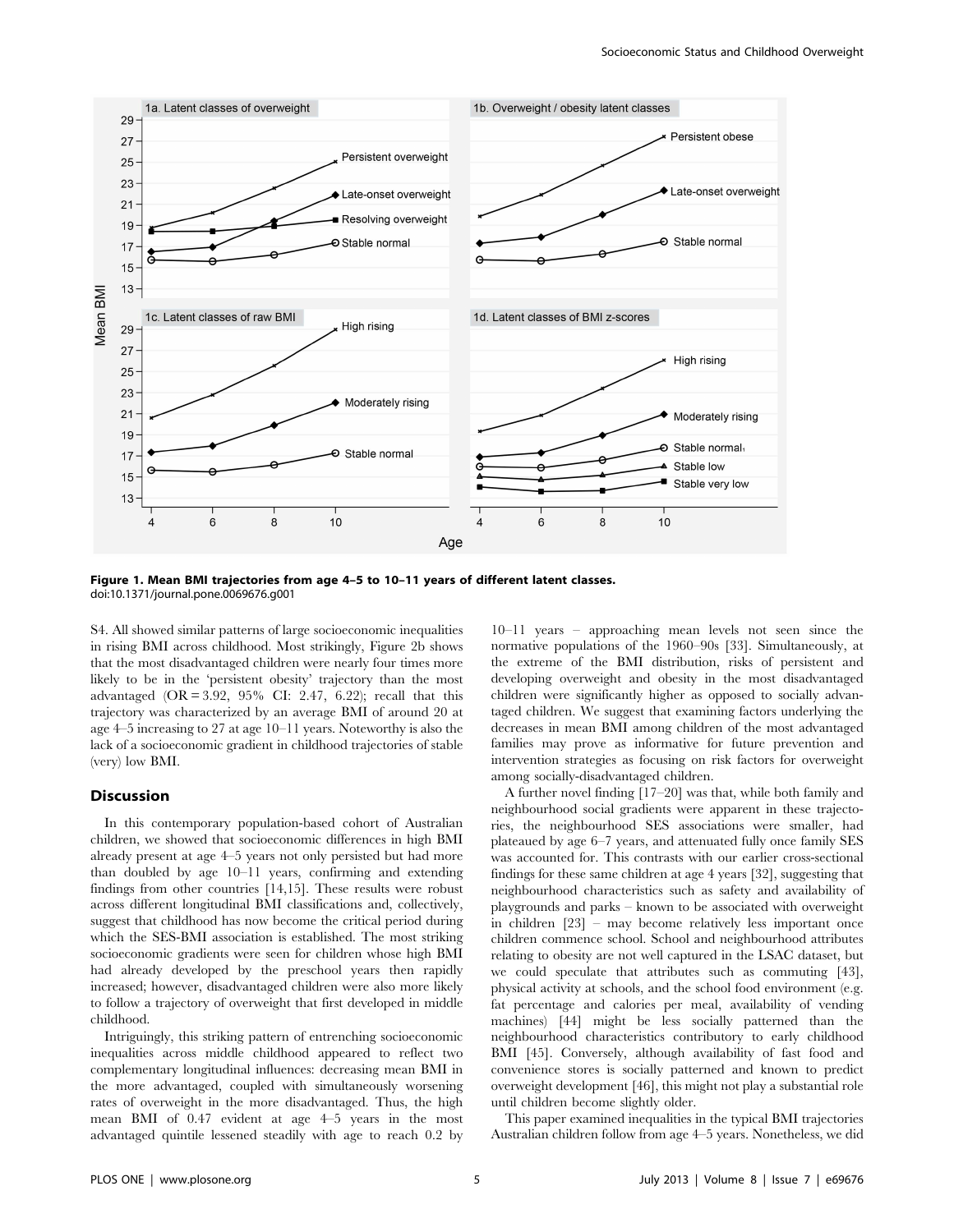Figure 1. Mean BMI trajectories from age 4–5 to 10–11 years of different latent classes.
doi:10.1371/journal.pone.0069676.g001

S4. All showed similar patterns of large socioeconomic inequalities in rising BMI across childhood. Most strikingly, Figure 2b shows that the most disadvantaged children were nearly four times more likely to be in the 'persistent obesity' trajectory than the most advantaged (OR = 3.92, 95% CI: 2.47, 6.22); recall that this trajectory was characterized by an average BMI of around 20 at age 4–5 increasing to 27 at age 10–11 years. Noteworthy is also the lack of a socioeconomic gradient in childhood trajectories of stable (very) low BMI.

## Discussion

In this contemporary population-based cohort of Australian children, we showed that socioeconomic differences in high BMI already present at age 4–5 years not only persisted but had more than doubled by age 10–11 years, confirming and extending findings from other countries [14,15]. These results were robust across different longitudinal BMI classifications and, collectively, suggest that childhood has now become the critical period during which the SES-BMI association is established. The most striking socioeconomic gradients were seen for children whose high BMI had already developed by the preschool years then rapidly increased; however, disadvantaged children were also more likely to follow a trajectory of overweight that first developed in middle childhood.

Intriguingly, this striking pattern of entrenching socioeconomic inequalities across middle childhood appeared to reflect two complementary longitudinal influences: decreasing mean BMI in the more advantaged, coupled with simultaneously worsening rates of overweight in the more disadvantaged. Thus, the high mean BMI of 0.47 evident at age 4–5 years in the most advantaged quintile lessened steadily with age to reach 0.2 by 10–11 years – approaching mean levels not seen since the normative populations of the 1960–90s [33]. Simultaneously, at the extreme of the BMI distribution, risks of persistent and developing overweight and obesity in the most disadvantaged children were significantly higher as opposed to socially advantaged children. We suggest that examining factors underlying the decreases in mean BMI among children of the most advantaged families may prove as informative for future prevention and intervention strategies as focusing on risk factors for overweight among socially-disadvantaged children.

A further novel finding [17–20] was that, while both family and neighbourhood social gradients were apparent in these trajectories, the neighbourhood SES associations were smaller, had plateaued by age 6–7 years, and attenuated fully once family SES was accounted for. This contrasts with our earlier cross-sectional findings for these same children at age 4 years [32], suggesting that neighbourhood characteristics such as safety and availability of playgrounds and parks – known to be associated with overweight in children [23] – may become relatively less important once children commence school. School and neighbourhood attributes relating to obesity are not well captured in the LSAC dataset, but we could speculate that attributes such as commuting [43], physical activity at schools, and the school food environment (e.g. fat percentage and calories per meal, availability of vending machines) [44] might be less socially patterned than the neighbourhood characteristics contributory to early childhood BMI [45]. Conversely, although availability of fast food and convenience stores is socially patterned and known to predict overweight development [46], this might not play a substantial role until children become slightly older.

This paper examined inequalities in the typical BMI trajectories Australian children follow from age 4–5 years. Nonetheless, we did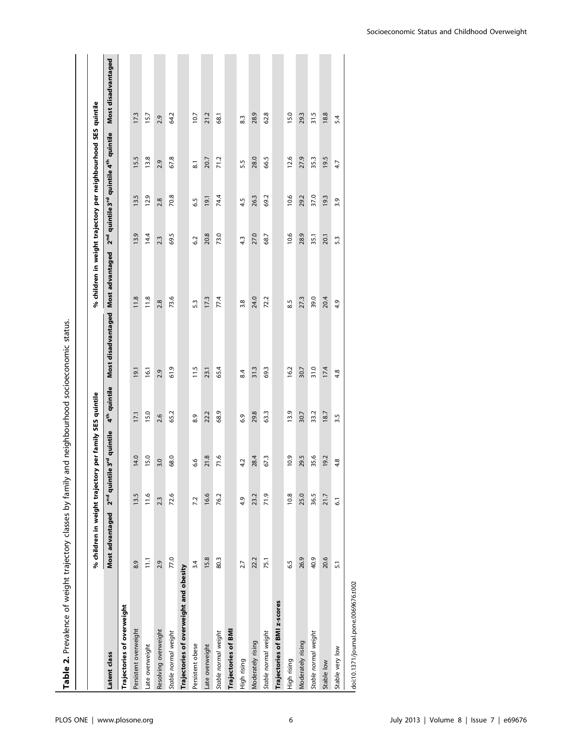**Table 2.** Prevalence of weight trajectory classes by family and neighbourhood socioeconomic status.

| Latent class | % children in weight trajectory per family SES quintile | | | | | % children in weight trajectory per neighbourhood SES quintile | | | | |
|---|---|---|---|---|---|---|---|---|---|---|
| | Most advantaged | 2nd quintile | 3rd quintile | 4th quintile | Most disadvantaged | Most advantaged | 2nd quintile | 3rd quintile | 4th quintile | Most disadvantaged |
| **Trajectories of overweight** | | | | | | | | | | |
| Persistent overweight | 8.9 | 13.5 | 14.0 | 17.1 | 19.1 | 11.8 | 13.9 | 13.5 | 15.5 | 17.3 |
| Late overweight | 11.1 | 11.6 | 15.0 | 15.0 | 16.1 | 11.8 | 14.4 | 12.9 | 13.8 | 15.7 |
| Resolving overweight | 2.9 | 2.3 | 3.0 | 2.6 | 2.9 | 2.8 | 2.3 | 2.8 | 2.9 | 2.9 |
| *Stable normal weight* | 77.0 | 72.6 | 68.0 | 65.2 | 61.9 | 73.6 | 69.5 | 70.8 | 67.8 | 64.2 |
| **Trajectories of overweight and obesity** | | | | | | | | | | |
| Persistent obese | 3.4 | 7.2 | 6.6 | 8.9 | 11.5 | 5.3 | 6.2 | 6.5 | 8.1 | 10.7 |
| Late overweight | 15.8 | 16.6 | 21.8 | 22.2 | 23.1 | 17.3 | 20.8 | 19.1 | 20.7 | 21.2 |
| *Stable normal weight* | 80.3 | 76.2 | 71.6 | 68.9 | 65.4 | 77.4 | 73.0 | 74.4 | 71.2 | 68.1 |
| **Trajectories of BMI** | | | | | | | | | | |
| High rising | 2.7 | 4.9 | 4.2 | 6.9 | 8.4 | 3.8 | 4.3 | 4.5 | 5.5 | 8.3 |
| Moderately rising | 22.2 | 23.2 | 28.4 | 29.8 | 31.3 | 24.0 | 27.0 | 26.3 | 28.0 | 28.9 |
| *Stable normal weight* | 75.1 | 71.9 | 67.3 | 63.3 | 69.3 | 72.2 | 68.7 | 69.2 | 66.5 | 62.8 |
| **Trajectories of BMI z-scores** | | | | | | | | | | |
| High rising | 6.5 | 10.8 | 10.9 | 13.9 | 16.2 | 8.5 | 10.6 | 10.6 | 12.6 | 15.0 |
| Moderately rising | 26.9 | 25.0 | 29.5 | 30.7 | 30.7 | 27.3 | 28.9 | 29.2 | 27.9 | 29.3 |
| *Stable normal weight* | 40.9 | 36.5 | 35.6 | 33.2 | 31.0 | 39.0 | 35.1 | 37.0 | 35.3 | 31.5 |
| Stable low | 20.6 | 21.7 | 19.2 | 18.7 | 17.4 | 20.4 | 20.1 | 19.3 | 19.5 | 18.8 |
| Stable very low | 5.1 | 6.1 | 4.8 | 3.5 | 4.8 | 4.9 | 5.3 | 3.9 | 4.7 | 5.4 |

doi:10.1371/journal.pone.0069676.t002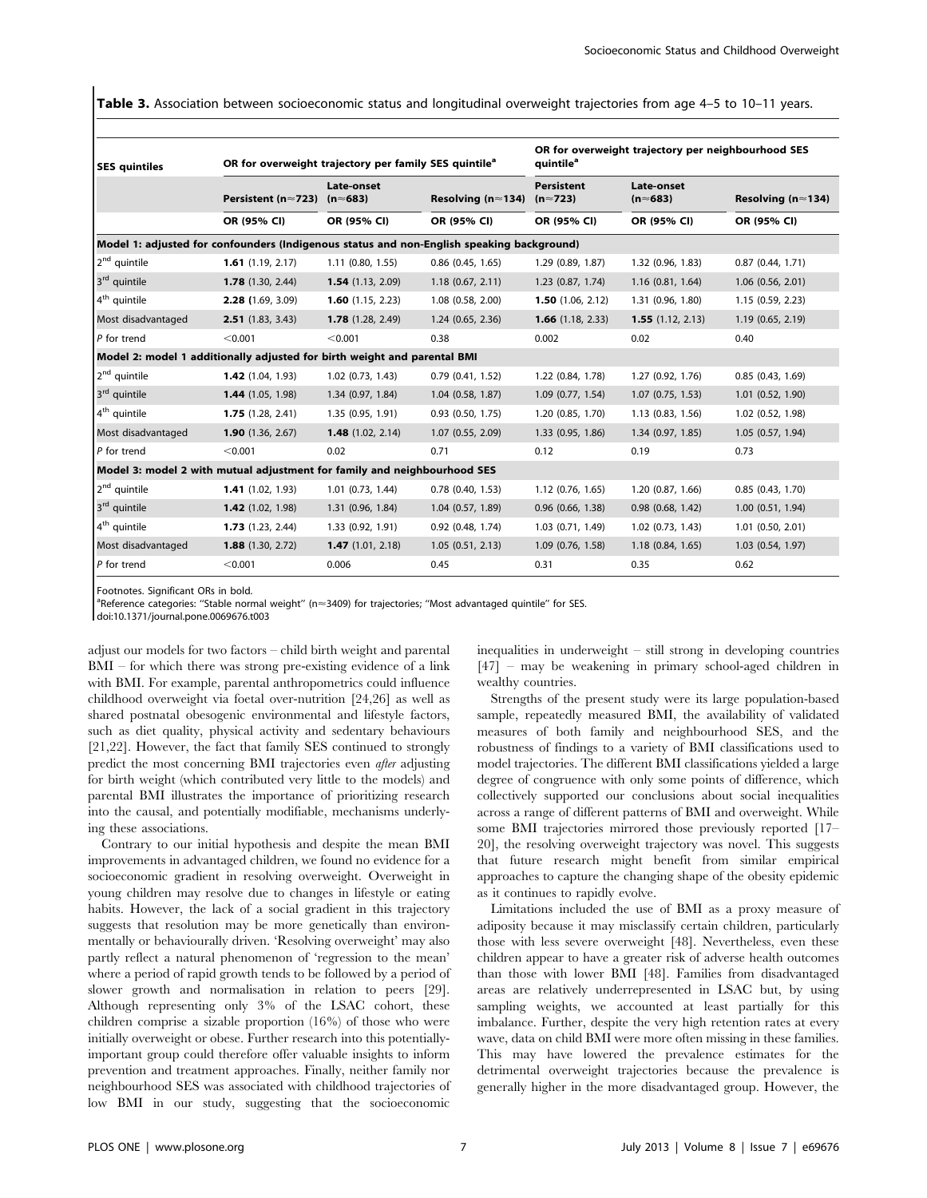**Table 3.** Association between socioeconomic status and longitudinal overweight trajectories from age 4–5 to 10–11 years.

| SES quintiles | OR for overweight trajectory per family SES quintile[a] | | | OR for overweight trajectory per neighbourhood SES quintile[a] | | |
|---|---|---|---|---|---|---|
| | Persistent (n≈723) | Late-onset (n≈683) | Resolving (n≈134) | Persistent (n≈723) | Late-onset (n≈683) | Resolving (n≈134) |
| | OR (95% CI) | OR (95% CI) | OR (95% CI) | OR (95% CI) | OR (95% CI) | OR (95% CI) |
| **Model 1: adjusted for confounders (Indigenous status and non-English speaking background)** | | | | | | |
| 2[nd] quintile | **1.61** (1.19, 2.17) | 1.11 (0.80, 1.55) | 0.86 (0.45, 1.65) | 1.29 (0.89, 1.87) | 1.32 (0.96, 1.83) | 0.87 (0.44, 1.71) |
| 3[rd] quintile | **1.78** (1.30, 2.44) | **1.54** (1.13, 2.09) | 1.18 (0.67, 2.11) | 1.23 (0.87, 1.74) | 1.16 (0.81, 1.64) | 1.06 (0.56, 2.01) |
| 4[th] quintile | **2.28** (1.69, 3.09) | **1.60** (1.15, 2.23) | 1.08 (0.58, 2.00) | **1.50** (1.06, 2.12) | 1.31 (0.96, 1.80) | 1.15 (0.59, 2.23) |
| Most disadvantaged | **2.51** (1.83, 3.43) | **1.78** (1.28, 2.49) | 1.24 (0.65, 2.36) | **1.66** (1.18, 2.33) | **1.55** (1.12, 2.13) | 1.19 (0.65, 2.19) |
| P for trend | <0.001 | <0.001 | 0.38 | 0.002 | 0.02 | 0.40 |
| **Model 2: model 1 additionally adjusted for birth weight and parental BMI** | | | | | | |
| 2[nd] quintile | **1.42** (1.04, 1.93) | 1.02 (0.73, 1.43) | 0.79 (0.41, 1.52) | 1.22 (0.84, 1.78) | 1.27 (0.92, 1.76) | 0.85 (0.43, 1.69) |
| 3[rd] quintile | **1.44** (1.05, 1.98) | 1.34 (0.97, 1.84) | 1.04 (0.58, 1.87) | 1.09 (0.77, 1.54) | 1.07 (0.75, 1.53) | 1.01 (0.52, 1.90) |
| 4[th] quintile | **1.75** (1.28, 2.41) | 1.35 (0.95, 1.91) | 0.93 (0.50, 1.75) | 1.20 (0.85, 1.70) | 1.13 (0.83, 1.56) | 1.02 (0.52, 1.98) |
| Most disadvantaged | **1.90** (1.36, 2.67) | **1.48** (1.02, 2.14) | 1.07 (0.55, 2.09) | 1.33 (0.95, 1.86) | 1.34 (0.97, 1.85) | 1.05 (0.57, 1.94) |
| P for trend | <0.001 | 0.02 | 0.71 | 0.12 | 0.19 | 0.73 |
| **Model 3: model 2 with mutual adjustment for family and neighbourhood SES** | | | | | | |
| 2[nd] quintile | **1.41** (1.02, 1.93) | 1.01 (0.73, 1.44) | 0.78 (0.40, 1.53) | 1.12 (0.76, 1.65) | 1.20 (0.87, 1.66) | 0.85 (0.43, 1.70) |
| 3[rd] quintile | **1.42** (1.02, 1.98) | 1.31 (0.96, 1.84) | 1.04 (0.57, 1.89) | 0.96 (0.66, 1.38) | 0.98 (0.68, 1.42) | 1.00 (0.51, 1.94) |
| 4[th] quintile | **1.73** (1.23, 2.44) | 1.33 (0.92, 1.91) | 0.92 (0.48, 1.74) | 1.03 (0.71, 1.49) | 1.02 (0.73, 1.43) | 1.01 (0.50, 2.01) |
| Most disadvantaged | **1.88** (1.30, 2.72) | **1.47** (1.01, 2.18) | 1.05 (0.51, 2.13) | 1.09 (0.76, 1.58) | 1.18 (0.84, 1.65) | 1.03 (0.54, 1.97) |
| P for trend | <0.001 | 0.006 | 0.45 | 0.31 | 0.35 | 0.62 |

Footnotes. Significant ORs in bold.
[a]Reference categories: "Stable normal weight" (n≈3409) for trajectories; "Most advantaged quintile" for SES.
doi:10.1371/journal.pone.0069676.t003

adjust our models for two factors – child birth weight and parental BMI – for which there was strong pre-existing evidence of a link with BMI. For example, parental anthropometrics could influence childhood overweight via foetal over-nutrition [24,26] as well as shared postnatal obesogenic environmental and lifestyle factors, such as diet quality, physical activity and sedentary behaviours [21,22]. However, the fact that family SES continued to strongly predict the most concerning BMI trajectories even *after* adjusting for birth weight (which contributed very little to the models) and parental BMI illustrates the importance of prioritizing research into the causal, and potentially modifiable, mechanisms underlying these associations.

Contrary to our initial hypothesis and despite the mean BMI improvements in advantaged children, we found no evidence for a socioeconomic gradient in resolving overweight. Overweight in young children may resolve due to changes in lifestyle or eating habits. However, the lack of a social gradient in this trajectory suggests that resolution may be more genetically than environmentally or behaviourally driven. 'Resolving overweight' may also partly reflect a natural phenomenon of 'regression to the mean' where a period of rapid growth tends to be followed by a period of slower growth and normalisation in relation to peers [29]. Although representing only 3% of the LSAC cohort, these children comprise a sizable proportion (16%) of those who were initially overweight or obese. Further research into this potentially-important group could therefore offer valuable insights to inform prevention and treatment approaches. Finally, neither family nor neighbourhood SES was associated with childhood trajectories of low BMI in our study, suggesting that the socioeconomic inequalities in underweight – still strong in developing countries [47] – may be weakening in primary school-aged children in wealthy countries.

Strengths of the present study were its large population-based sample, repeatedly measured BMI, the availability of validated measures of both family and neighbourhood SES, and the robustness of findings to a variety of BMI classifications used to model trajectories. The different BMI classifications yielded a large degree of congruence with only some points of difference, which collectively supported our conclusions about social inequalities across a range of different patterns of BMI and overweight. While some BMI trajectories mirrored those previously reported [17–20], the resolving overweight trajectory was novel. This suggests that future research might benefit from similar empirical approaches to capture the changing shape of the obesity epidemic as it continues to rapidly evolve.

Limitations included the use of BMI as a proxy measure of adiposity because it may misclassify certain children, particularly those with less severe overweight [48]. Nevertheless, even these children appear to have a greater risk of adverse health outcomes than those with lower BMI [48]. Families from disadvantaged areas are relatively underrepresented in LSAC but, by using sampling weights, we accounted at least partially for this imbalance. Further, despite the very high retention rates at every wave, data on child BMI were more often missing in these families. This may have lowered the prevalence estimates for the detrimental overweight trajectories because the prevalence is generally higher in the more disadvantaged group. However, the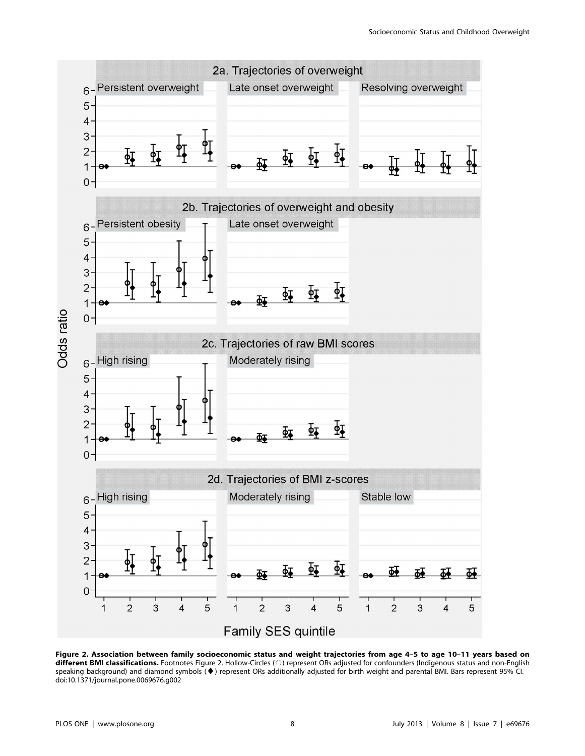**Figure 2. Association between family socioeconomic status and weight trajectories from age 4–5 to age 10–11 years based on different BMI classifications.** Footnotes Figure 2. Hollow-Circles (○) represent ORs adjusted for confounders (Indigenous status and non-English speaking background) and diamond symbols (♦) represent ORs additionally adjusted for birth weight and parental BMI. Bars represent 95% CI.
doi:10.1371/journal.pone.0069676.g002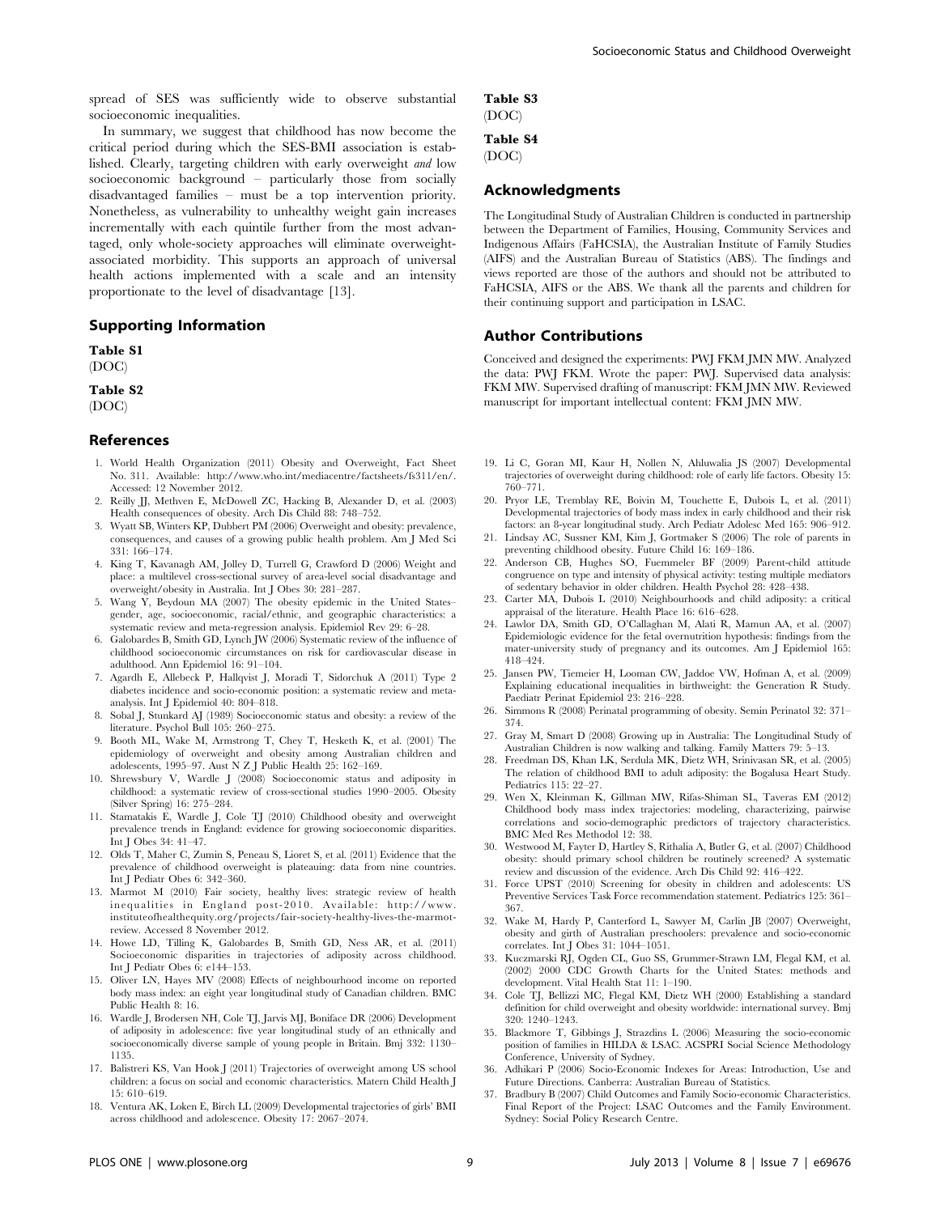spread of SES was sufficiently wide to observe substantial socioeconomic inequalities.

In summary, we suggest that childhood has now become the critical period during which the SES-BMI association is established. Clearly, targeting children with early overweight *and* low socioeconomic background – particularly those from socially disadvantaged families – must be a top intervention priority. Nonetheless, as vulnerability to unhealthy weight gain increases incrementally with each quintile further from the most advantaged, only whole-society approaches will eliminate overweight-associated morbidity. This supports an approach of universal health actions implemented with a scale and an intensity proportionate to the level of disadvantage [13].

## Supporting Information

**Table S1**
(DOC)

**Table S2**
(DOC)

**Table S3**
(DOC)

**Table S4**
(DOC)

## Acknowledgments

The Longitudinal Study of Australian Children is conducted in partnership between the Department of Families, Housing, Community Services and Indigenous Affairs (FaHCSIA), the Australian Institute of Family Studies (AIFS) and the Australian Bureau of Statistics (ABS). The findings and views reported are those of the authors and should not be attributed to FaHCSIA, AIFS or the ABS. We thank all the parents and children for their continuing support and participation in LSAC.

## Author Contributions

Conceived and designed the experiments: PWJ FKM JMN MW. Analyzed the data: PWJ FKM. Wrote the paper: PWJ. Supervised data analysis: FKM MW. Supervised drafting of manuscript: FKM JMN MW. Reviewed manuscript for important intellectual content: FKM JMN MW.

## References

1. World Health Organization (2011) Obesity and Overweight, Fact Sheet No. 311. Available: http://www.who.int/mediacentre/factsheets/fs311/en/. Accessed: 12 November 2012.
2. Reilly JJ, Methven E, McDowell ZC, Hacking B, Alexander D, et al. (2003) Health consequences of obesity. Arch Dis Child 88: 748–752.
3. Wyatt SB, Winters KP, Dubbert PM (2006) Overweight and obesity: prevalence, consequences, and causes of a growing public health problem. Am J Med Sci 331: 166–174.
4. King T, Kavanagh AM, Jolley D, Turrell G, Crawford D (2006) Weight and place: a multilevel cross-sectional survey of area-level social disadvantage and overweight/obesity in Australia. Int J Obes 30: 281–287.
5. Wang Y, Beydoun MA (2007) The obesity epidemic in the United States–gender, age, socioeconomic, racial/ethnic, and geographic characteristics: a systematic review and meta-regression analysis. Epidemiol Rev 29: 6–28.
6. Galobardes B, Smith GD, Lynch JW (2006) Systematic review of the influence of childhood socioeconomic circumstances on risk for cardiovascular disease in adulthood. Ann Epidemiol 16: 91–104.
7. Agardh E, Allebeck P, Hallqvist J, Moradi T, Sidorchuk A (2011) Type 2 diabetes incidence and socio-economic position: a systematic review and meta-analysis. Int J Epidemiol 40: 804–818.
8. Sobal J, Stunkard AJ (1989) Socioeconomic status and obesity: a review of the literature. Psychol Bull 105: 260–275.
9. Booth ML, Wake M, Armstrong T, Chey T, Hesketh K, et al. (2001) The epidemiology of overweight and obesity among Australian children and adolescents, 1995–97. Aust N Z J Public Health 25: 162–169.
10. Shrewsbury V, Wardle J (2008) Socioeconomic status and adiposity in childhood: a systematic review of cross-sectional studies 1990–2005. Obesity (Silver Spring) 16: 275–284.
11. Stamatakis E, Wardle J, Cole TJ (2010) Childhood obesity and overweight prevalence trends in England: evidence for growing socioeconomic disparities. Int J Obes 34: 41–47.
12. Olds T, Maher C, Zumin S, Peneau S, Lioret S, et al. (2011) Evidence that the prevalence of childhood overweight is plateauing: data from nine countries. Int J Pediatr Obes 6: 342–360.
13. Marmot M (2010) Fair society, healthy lives: strategic review of health inequalities in England post-2010. Available: http://www.instituteofhealthequity.org/projects/fair-society-healthy-lives-the-marmot-review. Accessed 8 November 2012.
14. Howe LD, Tilling K, Galobardes B, Smith GD, Ness AR, et al. (2011) Socioeconomic disparities in trajectories of adiposity across childhood. Int J Pediatr Obes 6: e144–153.
15. Oliver LN, Hayes MV (2008) Effects of neighbourhood income on reported body mass index: an eight year longitudinal study of Canadian children. BMC Public Health 8: 16.
16. Wardle J, Brodersen NH, Cole TJ, Jarvis MJ, Boniface DR (2006) Development of adiposity in adolescence: five year longitudinal study of an ethnically and socioeconomically diverse sample of young people in Britain. Bmj 332: 1130–1135.
17. Balistreri KS, Van Hook J (2011) Trajectories of overweight among US school children: a focus on social and economic characteristics. Matern Child Health J 15: 610–619.
18. Ventura AK, Loken E, Birch LL (2009) Developmental trajectories of girls' BMI across childhood and adolescence. Obesity 17: 2067–2074.
19. Li C, Goran MI, Kaur H, Nollen N, Ahluwalia JS (2007) Developmental trajectories of overweight during childhood: role of early life factors. Obesity 15: 760–771.
20. Pryor LE, Tremblay RE, Boivin M, Touchette E, Dubois L, et al. (2011) Developmental trajectories of body mass index in early childhood and their risk factors: an 8-year longitudinal study. Arch Pediatr Adolesc Med 165: 906–912.
21. Lindsay AC, Sussner KM, Kim J, Gortmaker S (2006) The role of parents in preventing childhood obesity. Future Child 16: 169–186.
22. Anderson CB, Hughes SO, Fuemmeler BF (2009) Parent-child attitude congruence on type and intensity of physical activity: testing multiple mediators of sedentary behavior in older children. Health Psychol 28: 428–438.
23. Carter MA, Dubois L (2010) Neighbourhoods and child adiposity: a critical appraisal of the literature. Health Place 16: 616–628.
24. Lawlor DA, Smith GD, O'Callaghan M, Alati R, Mamun AA, et al. (2007) Epidemiologic evidence for the fetal overnutrition hypothesis: findings from the mater-university study of pregnancy and its outcomes. Am J Epidemiol 165: 418–424.
25. Jansen PW, Tiemeier H, Looman CW, Jaddoe VW, Hofman A, et al. (2009) Explaining educational inequalities in birthweight: the Generation R Study. Paediatr Perinat Epidemiol 23: 216–228.
26. Simmons R (2008) Perinatal programming of obesity. Semin Perinatol 32: 371–374.
27. Gray M, Smart D (2008) Growing up in Australia: The Longitudinal Study of Australian Children is now walking and talking. Family Matters 79: 5–13.
28. Freedman DS, Khan LK, Serdula MK, Dietz WH, Srinivasan SR, et al. (2005) The relation of childhood BMI to adult adiposity: the Bogalusa Heart Study. Pediatrics 115: 22–27.
29. Wen X, Kleinman K, Gillman MW, Rifas-Shiman SL, Taveras EM (2012) Childhood body mass index trajectories: modeling, characterizing, pairwise correlations and socio-demographic predictors of trajectory characteristics. BMC Med Res Methodol 12: 38.
30. Westwood M, Fayter D, Hartley S, Rithalia A, Butler G, et al. (2007) Childhood obesity: should primary school children be routinely screened? A systematic review and discussion of the evidence. Arch Dis Child 92: 416–422.
31. Force UPST (2010) Screening for obesity in children and adolescents: US Preventive Services Task Force recommendation statement. Pediatrics 125: 361–367.
32. Wake M, Hardy P, Canterford L, Sawyer M, Carlin JB (2007) Overweight, obesity and girth of Australian preschoolers: prevalence and socio-economic correlates. Int J Obes 31: 1044–1051.
33. Kuczmarski RJ, Ogden CL, Guo SS, Grummer-Strawn LM, Flegal KM, et al. (2002) 2000 CDC Growth Charts for the United States: methods and development. Vital Health Stat 11: 1–190.
34. Cole TJ, Bellizzi MC, Flegal KM, Dietz WH (2000) Establishing a standard definition for child overweight and obesity worldwide: international survey. Bmj 320: 1240–1243.
35. Blackmore T, Gibbings J, Strazdins L (2006) Measuring the socio-economic position of families in HILDA & LSAC. ACSPRI Social Science Methodology Conference, University of Sydney.
36. Adhikari P (2006) Socio-Economic Indexes for Areas: Introduction, Use and Future Directions. Canberra: Australian Bureau of Statistics.
37. Bradbury B (2007) Child Outcomes and Family Socio-economic Characteristics. Final Report of the Project: LSAC Outcomes and the Family Environment. Sydney: Social Policy Research Centre.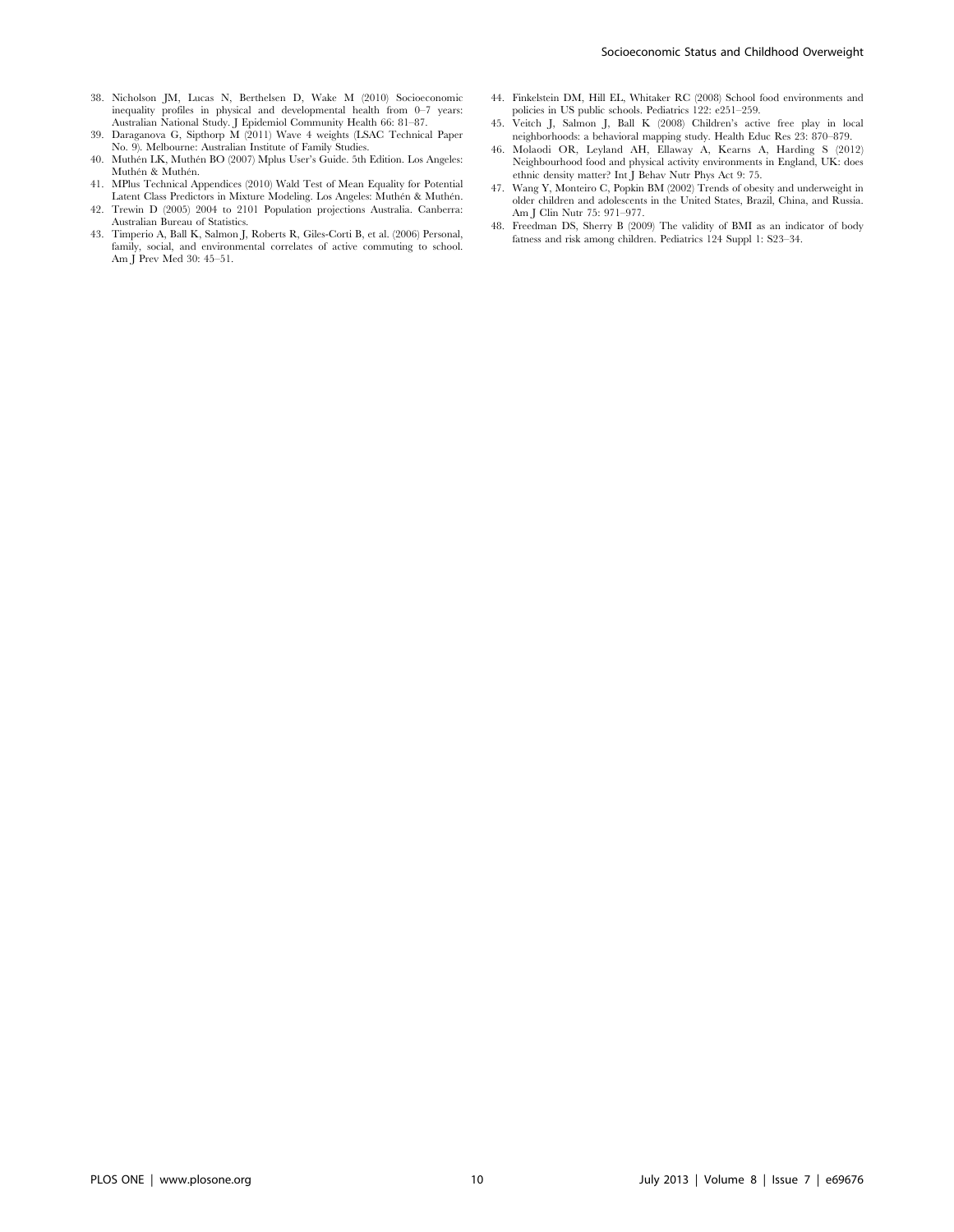38. Nicholson JM, Lucas N, Berthelsen D, Wake M (2010) Socioeconomic inequality profiles in physical and developmental health from 0–7 years: Australian National Study. J Epidemiol Community Health 66: 81–87.
39. Daraganova G, Sipthorp M (2011) Wave 4 weights (LSAC Technical Paper No. 9). Melbourne: Australian Institute of Family Studies.
40. Muthén LK, Muthén BO (2007) Mplus User's Guide. 5th Edition. Los Angeles: Muthén & Muthén.
41. MPlus Technical Appendices (2010) Wald Test of Mean Equality for Potential Latent Class Predictors in Mixture Modeling. Los Angeles: Muthén & Muthén.
42. Trewin D (2005) 2004 to 2101 Population projections Australia. Canberra: Australian Bureau of Statistics.
43. Timperio A, Ball K, Salmon J, Roberts R, Giles-Corti B, et al. (2006) Personal, family, social, and environmental correlates of active commuting to school. Am J Prev Med 30: 45–51.
44. Finkelstein DM, Hill EL, Whitaker RC (2008) School food environments and policies in US public schools. Pediatrics 122: e251–259.
45. Veitch J, Salmon J, Ball K (2008) Children's active free play in local neighborhoods: a behavioral mapping study. Health Educ Res 23: 870–879.
46. Molaodi OR, Leyland AH, Ellaway A, Kearns A, Harding S (2012) Neighbourhood food and physical activity environments in England, UK: does ethnic density matter? Int J Behav Nutr Phys Act 9: 75.
47. Wang Y, Monteiro C, Popkin BM (2002) Trends of obesity and underweight in older children and adolescents in the United States, Brazil, China, and Russia. Am J Clin Nutr 75: 971–977.
48. Freedman DS, Sherry B (2009) The validity of BMI as an indicator of body fatness and risk among children. Pediatrics 124 Suppl 1: S23–34.